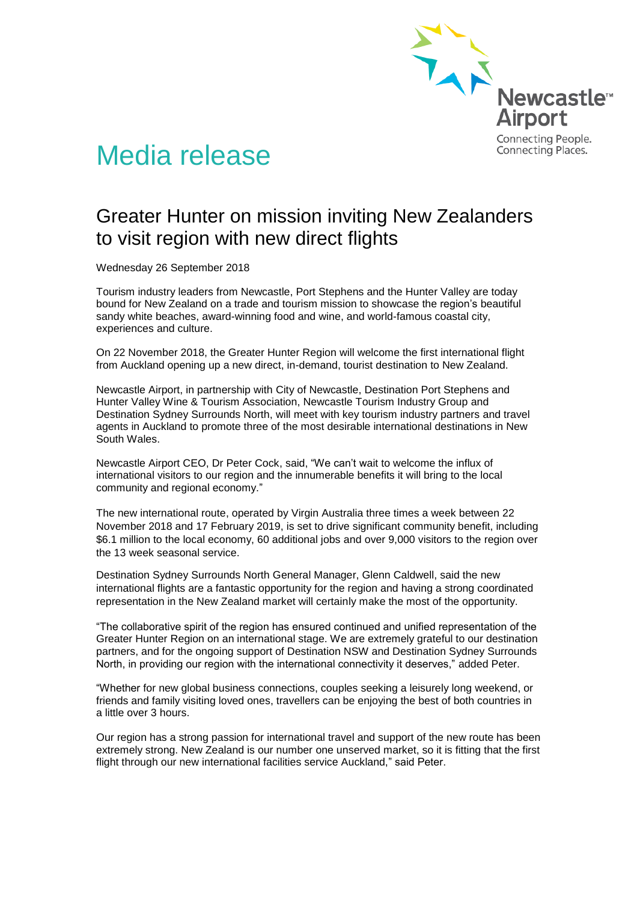Newcastle™ Airport
Connecting People.
Connecting Places.

# Media release

## Greater Hunter on mission inviting New Zealanders to visit region with new direct flights

Wednesday 26 September 2018

Tourism industry leaders from Newcastle, Port Stephens and the Hunter Valley are today bound for New Zealand on a trade and tourism mission to showcase the region's beautiful sandy white beaches, award-winning food and wine, and world-famous coastal city, experiences and culture.

On 22 November 2018, the Greater Hunter Region will welcome the first international flight from Auckland opening up a new direct, in-demand, tourist destination to New Zealand.

Newcastle Airport, in partnership with City of Newcastle, Destination Port Stephens and Hunter Valley Wine & Tourism Association, Newcastle Tourism Industry Group and Destination Sydney Surrounds North, will meet with key tourism industry partners and travel agents in Auckland to promote three of the most desirable international destinations in New South Wales.

Newcastle Airport CEO, Dr Peter Cock, said, "We can't wait to welcome the influx of international visitors to our region and the innumerable benefits it will bring to the local community and regional economy."

The new international route, operated by Virgin Australia three times a week between 22 November 2018 and 17 February 2019, is set to drive significant community benefit, including $6.1 million to the local economy, 60 additional jobs and over 9,000 visitors to the region over the 13 week seasonal service.

Destination Sydney Surrounds North General Manager, Glenn Caldwell, said the new international flights are a fantastic opportunity for the region and having a strong coordinated representation in the New Zealand market will certainly make the most of the opportunity.

"The collaborative spirit of the region has ensured continued and unified representation of the Greater Hunter Region on an international stage. We are extremely grateful to our destination partners, and for the ongoing support of Destination NSW and Destination Sydney Surrounds North, in providing our region with the international connectivity it deserves," added Peter.

"Whether for new global business connections, couples seeking a leisurely long weekend, or friends and family visiting loved ones, travellers can be enjoying the best of both countries in a little over 3 hours.

Our region has a strong passion for international travel and support of the new route has been extremely strong. New Zealand is our number one unserved market, so it is fitting that the first flight through our new international facilities service Auckland," said Peter.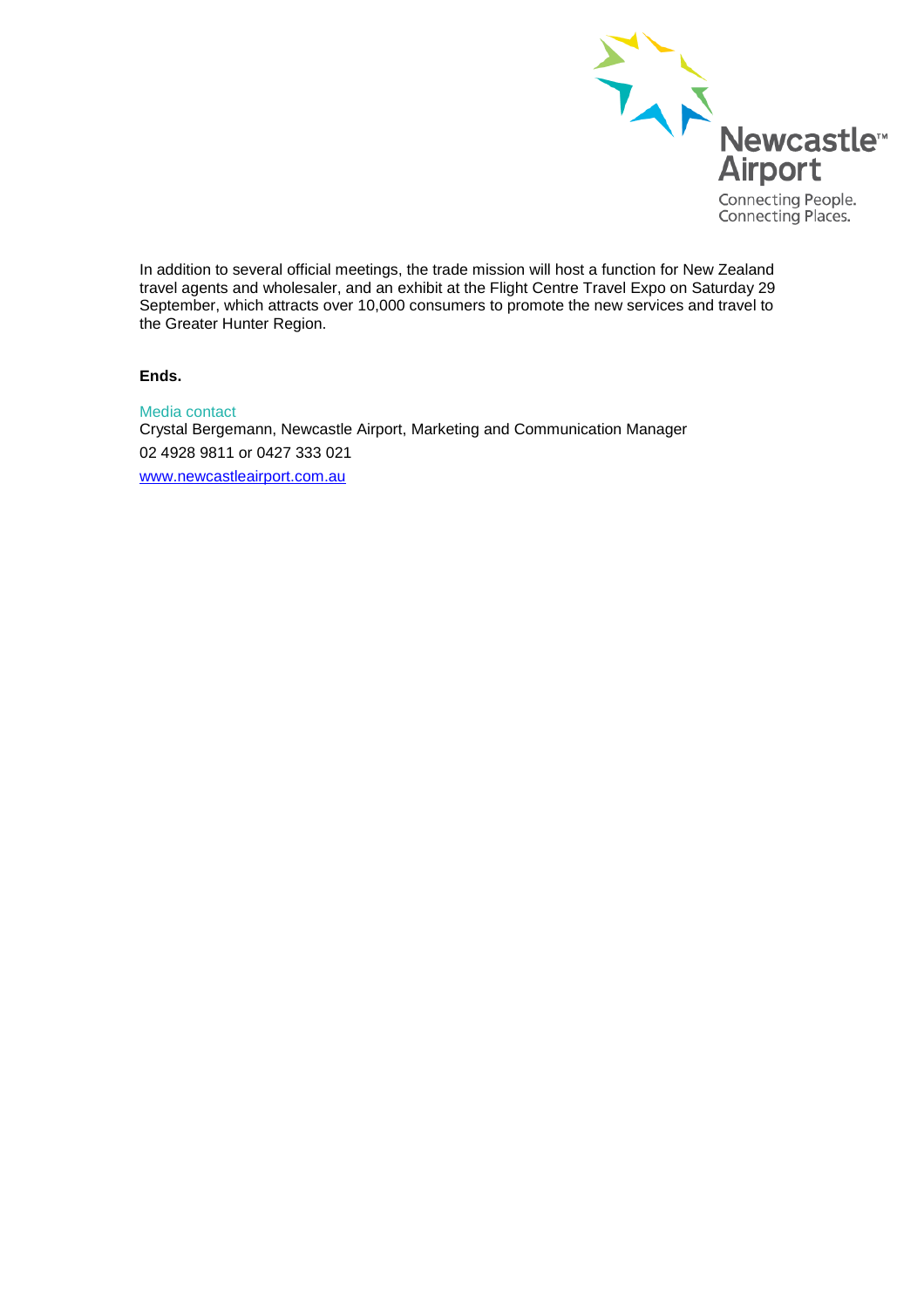In addition to several official meetings, the trade mission will host a function for New Zealand travel agents and wholesaler, and an exhibit at the Flight Centre Travel Expo on Saturday 29 September, which attracts over 10,000 consumers to promote the new services and travel to the Greater Hunter Region.

**Ends.**

Media contact

Crystal Bergemann, Newcastle Airport, Marketing and Communication Manager

02 4928 9811 or 0427 333 021

www.newcastleairport.com.au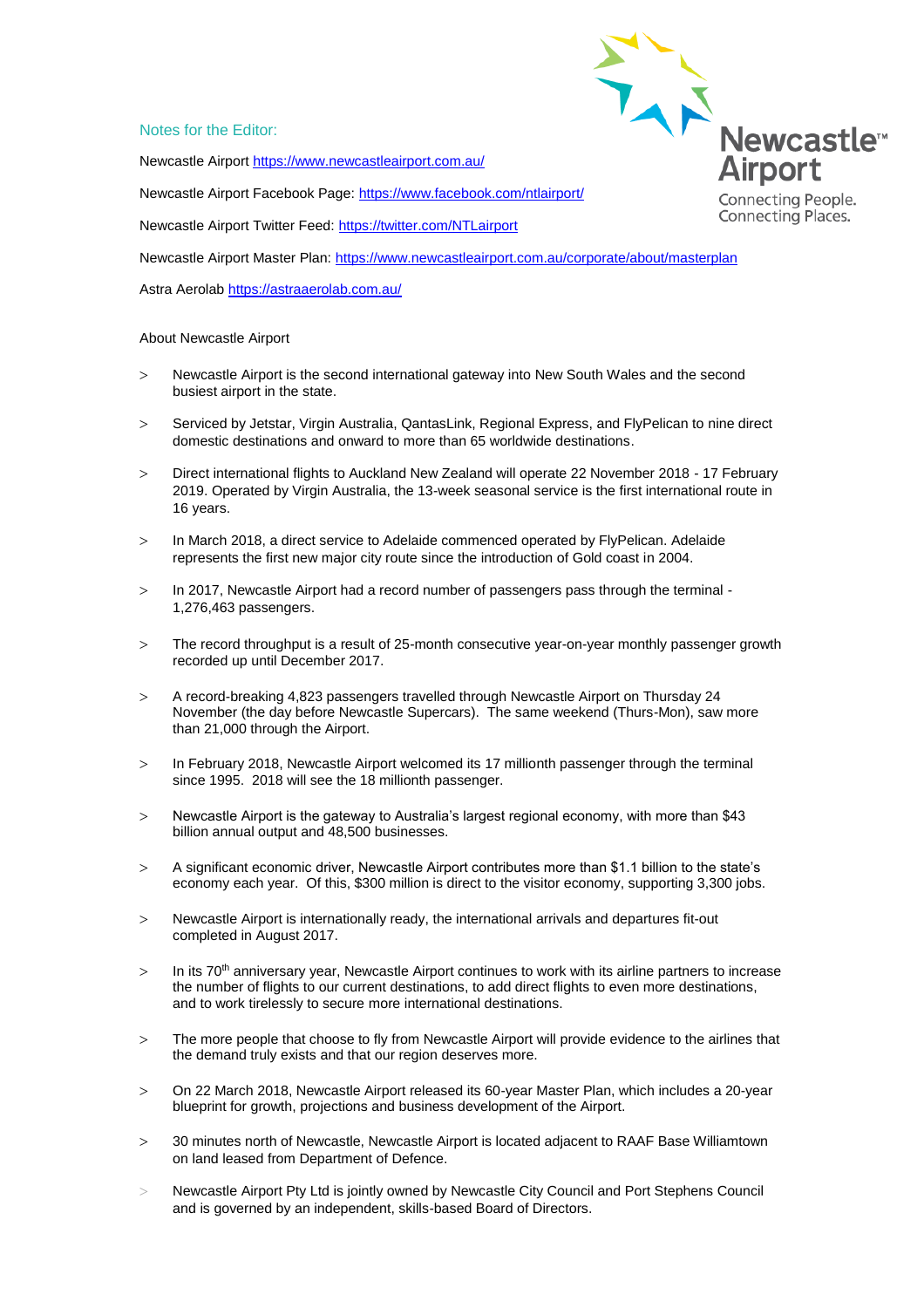Notes for the Editor:

Newcastle Airport https://www.newcastleairport.com.au/

Newcastle Airport Facebook Page: https://www.facebook.com/ntlairport/

Newcastle Airport Twitter Feed: https://twitter.com/NTLairport

Newcastle Airport Master Plan: https://www.newcastleairport.com.au/corporate/about/masterplan

Astra Aerolab https://astraaerolab.com.au/

About Newcastle Airport

- Newcastle Airport is the second international gateway into New South Wales and the second busiest airport in the state.
- Serviced by Jetstar, Virgin Australia, QantasLink, Regional Express, and FlyPelican to nine direct domestic destinations and onward to more than 65 worldwide destinations.
- Direct international flights to Auckland New Zealand will operate 22 November 2018 - 17 February 2019. Operated by Virgin Australia, the 13-week seasonal service is the first international route in 16 years.
- In March 2018, a direct service to Adelaide commenced operated by FlyPelican. Adelaide represents the first new major city route since the introduction of Gold coast in 2004.
- In 2017, Newcastle Airport had a record number of passengers pass through the terminal - 1,276,463 passengers.
- The record throughput is a result of 25-month consecutive year-on-year monthly passenger growth recorded up until December 2017.
- A record-breaking 4,823 passengers travelled through Newcastle Airport on Thursday 24 November (the day before Newcastle Supercars). The same weekend (Thurs-Mon), saw more than 21,000 through the Airport.
- In February 2018, Newcastle Airport welcomed its 17 millionth passenger through the terminal since 1995. 2018 will see the 18 millionth passenger.
- Newcastle Airport is the gateway to Australia's largest regional economy, with more than $43 billion annual output and 48,500 businesses.
- A significant economic driver, Newcastle Airport contributes more than $1.1 billion to the state's economy each year. Of this, $300 million is direct to the visitor economy, supporting 3,300 jobs.
- Newcastle Airport is internationally ready, the international arrivals and departures fit-out completed in August 2017.
- In its 70th anniversary year, Newcastle Airport continues to work with its airline partners to increase the number of flights to our current destinations, to add direct flights to even more destinations, and to work tirelessly to secure more international destinations.
- The more people that choose to fly from Newcastle Airport will provide evidence to the airlines that the demand truly exists and that our region deserves more.
- On 22 March 2018, Newcastle Airport released its 60-year Master Plan, which includes a 20-year blueprint for growth, projections and business development of the Airport.
- 30 minutes north of Newcastle, Newcastle Airport is located adjacent to RAAF Base Williamtown on land leased from Department of Defence.
- Newcastle Airport Pty Ltd is jointly owned by Newcastle City Council and Port Stephens Council and is governed by an independent, skills-based Board of Directors.